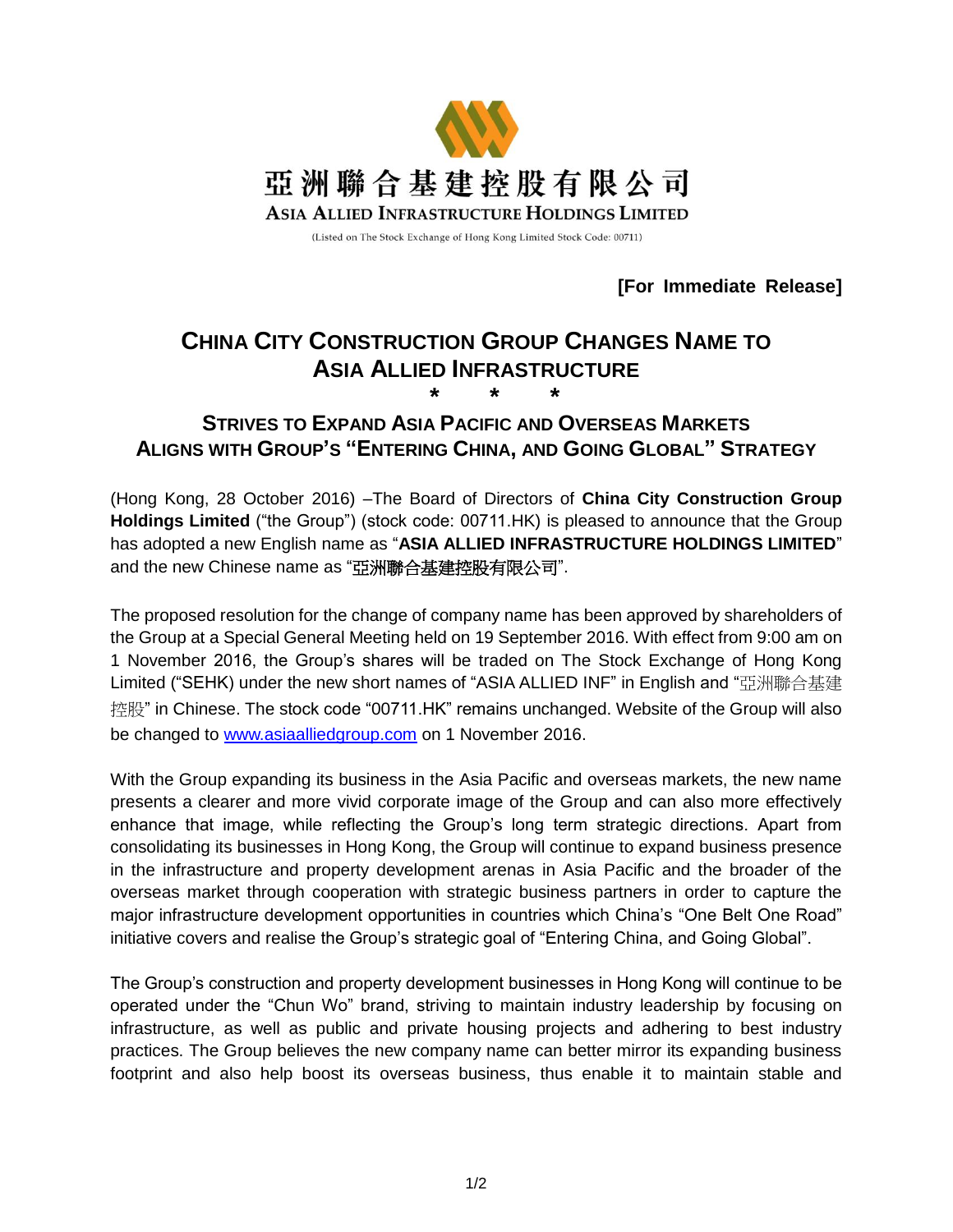亞洲聯合基建控股有限公司

ASIA ALLIED INFRASTRUCTURE HOLDINGS LIMITED

(Listed on The Stock Exchange of Hong Kong Limited Stock Code: 00711)

**[For Immediate Release]**

# CHINA CITY CONSTRUCTION GROUP CHANGES NAME TO ASIA ALLIED INFRASTRUCTURE

\*   \*   \*

## STRIVES TO EXPAND ASIA PACIFIC AND OVERSEAS MARKETS ALIGNS WITH GROUP'S "ENTERING CHINA, AND GOING GLOBAL" STRATEGY

(Hong Kong, 28 October 2016) –The Board of Directors of **China City Construction Group Holdings Limited** ("the Group") (stock code: 00711.HK) is pleased to announce that the Group has adopted a new English name as "**ASIA ALLIED INFRASTRUCTURE HOLDINGS LIMITED**" and the new Chinese name as "亞洲聯合基建控股有限公司".

The proposed resolution for the change of company name has been approved by shareholders of the Group at a Special General Meeting held on 19 September 2016. With effect from 9:00 am on 1 November 2016, the Group's shares will be traded on The Stock Exchange of Hong Kong Limited ("SEHK) under the new short names of "ASIA ALLIED INF" in English and "亞洲聯合基建控股" in Chinese. The stock code "00711.HK" remains unchanged. Website of the Group will also be changed to www.asiaalliedgroup.com on 1 November 2016.

With the Group expanding its business in the Asia Pacific and overseas markets, the new name presents a clearer and more vivid corporate image of the Group and can also more effectively enhance that image, while reflecting the Group's long term strategic directions. Apart from consolidating its businesses in Hong Kong, the Group will continue to expand business presence in the infrastructure and property development arenas in Asia Pacific and the broader of the overseas market through cooperation with strategic business partners in order to capture the major infrastructure development opportunities in countries which China's "One Belt One Road" initiative covers and realise the Group's strategic goal of "Entering China, and Going Global".

The Group's construction and property development businesses in Hong Kong will continue to be operated under the "Chun Wo" brand, striving to maintain industry leadership by focusing on infrastructure, as well as public and private housing projects and adhering to best industry practices. The Group believes the new company name can better mirror its expanding business footprint and also help boost its overseas business, thus enable it to maintain stable and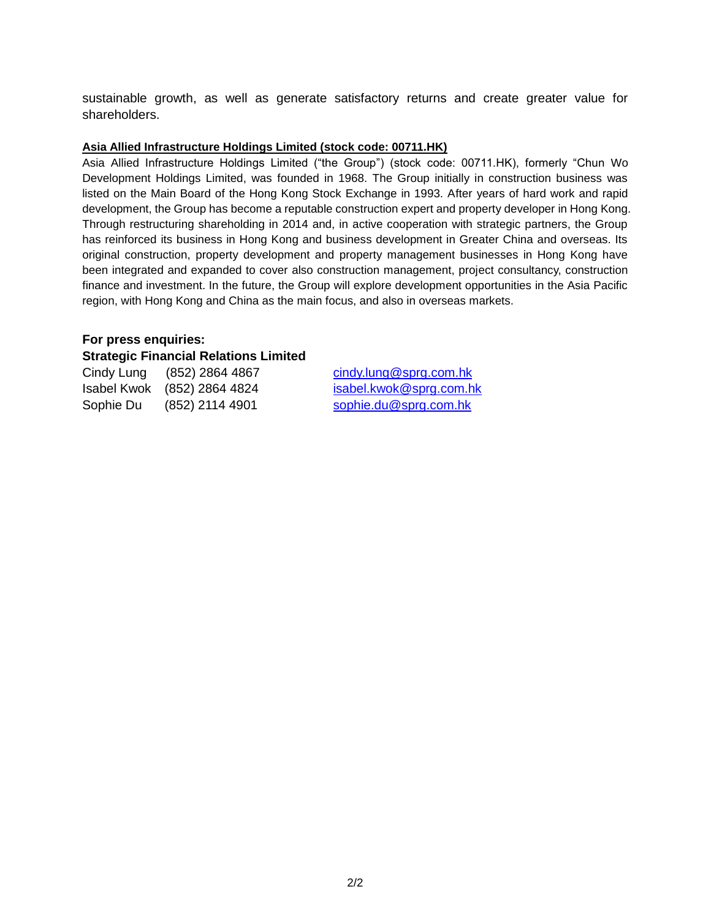sustainable growth, as well as generate satisfactory returns and create greater value for shareholders.

**Asia Allied Infrastructure Holdings Limited (stock code: 00711.HK)**

Asia Allied Infrastructure Holdings Limited ("the Group") (stock code: 00711.HK), formerly "Chun Wo Development Holdings Limited, was founded in 1968. The Group initially in construction business was listed on the Main Board of the Hong Kong Stock Exchange in 1993. After years of hard work and rapid development, the Group has become a reputable construction expert and property developer in Hong Kong. Through restructuring shareholding in 2014 and, in active cooperation with strategic partners, the Group has reinforced its business in Hong Kong and business development in Greater China and overseas. Its original construction, property development and property management businesses in Hong Kong have been integrated and expanded to cover also construction management, project consultancy, construction finance and investment. In the future, the Group will explore development opportunities in the Asia Pacific region, with Hong Kong and China as the main focus, and also in overseas markets.

**For press enquiries:**
**Strategic Financial Relations Limited**

| | | |
|---|---|---|
| Cindy Lung | (852) 2864 4867 | cindy.lung@sprg.com.hk |
| Isabel Kwok | (852) 2864 4824 | isabel.kwok@sprg.com.hk |
| Sophie Du | (852) 2114 4901 | sophie.du@sprg.com.hk |